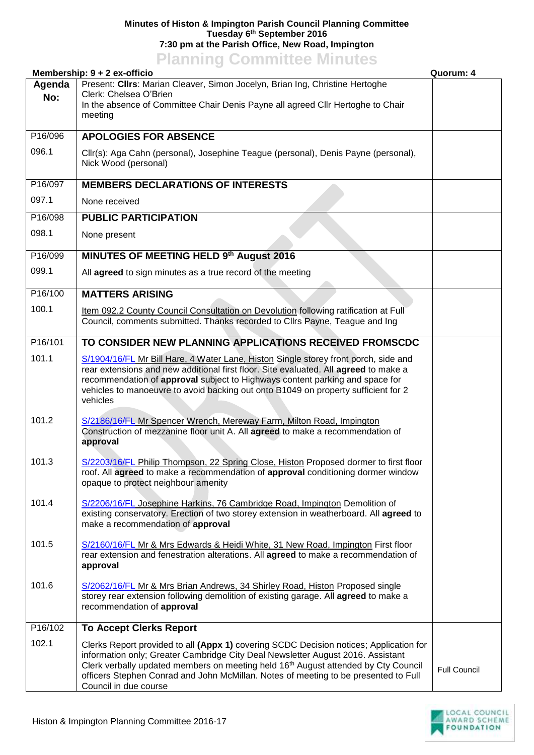**Minutes of Histon & Impington Parish Council Planning Committee**
**Tuesday 6th September 2016**
**7:30 pm at the Parish Office, New Road, Impington**

# Planning Committee Minutes

**Membership: 9 + 2 ex-officio** | **Quorum: 4**

| Agenda No: | Present: **Cllrs**: Marian Cleaver, Simon Jocelyn, Brian Ing, Christine Hertoghe<br>Clerk: Chelsea O'Brien<br>In the absence of Committee Chair Denis Payne all agreed Cllr Hertoghe to Chair meeting | |
|---|---|---|
| P16/096 | **APOLOGIES FOR ABSENCE** | |
| 096.1 | Cllr(s): Aga Cahn (personal), Josephine Teague (personal), Denis Payne (personal), Nick Wood (personal) | |
| P16/097 | **MEMBERS DECLARATIONS OF INTERESTS** | |
| 097.1 | None received | |
| P16/098 | **PUBLIC PARTICIPATION** | |
| 098.1 | None present | |
| P16/099 | **MINUTES OF MEETING HELD 9th August 2016** | |
| 099.1 | All **agreed** to sign minutes as a true record of the meeting | |
| P16/100 | **MATTERS ARISING** | |
| 100.1 | Item 092.2 County Council Consultation on Devolution following ratification at Full Council, comments submitted. Thanks recorded to Cllrs Payne, Teague and Ing | |
| P16/101 | **TO CONSIDER NEW PLANNING APPLICATIONS RECEIVED FROMSCDC** | |
| 101.1 | S/1904/16/FL Mr Bill Hare, 4 Water Lane, Histon Single storey front porch, side and rear extensions and new additional first floor. Site evaluated. All **agreed** to make a recommendation of **approval** subject to Highways content parking and space for vehicles to manoeuvre to avoid backing out onto B1049 on property sufficient for 2 vehicles | |
| 101.2 | S/2186/16/FL Mr Spencer Wrench, Mereway Farm, Milton Road, Impington Construction of mezzanine floor unit A. All **agreed** to make a recommendation of **approval** | |
| 101.3 | S/2203/16/FL Philip Thompson, 22 Spring Close, Histon Proposed dormer to first floor roof. All **agreed** to make a recommendation of **approval** conditioning dormer window opaque to protect neighbour amenity | |
| 101.4 | S/2206/16/FL Josephine Harkins, 76 Cambridge Road, Impington Demolition of existing conservatory. Erection of two storey extension in weatherboard. All **agreed** to make a recommendation of **approval** | |
| 101.5 | S/2160/16/FL Mr & Mrs Edwards & Heidi White, 31 New Road, Impington First floor rear extension and fenestration alterations. All **agreed** to make a recommendation of **approval** | |
| 101.6 | S/2062/16/FL Mr & Mrs Brian Andrews, 34 Shirley Road, Histon Proposed single storey rear extension following demolition of existing garage. All **agreed** to make a recommendation of **approval** | |
| P16/102 | **To Accept Clerks Report** | |
| 102.1 | Clerks Report provided to all **(Appx 1)** covering SCDC Decision notices; Application for information only; Greater Cambridge City Deal Newsletter August 2016. Assistant Clerk verbally updated members on meeting held 16th August attended by Cty Council officers Stephen Conrad and John McMillan. Notes of meeting to be presented to Full Council in due course | Full Council |

Histon & Impington Planning Committee 2016-17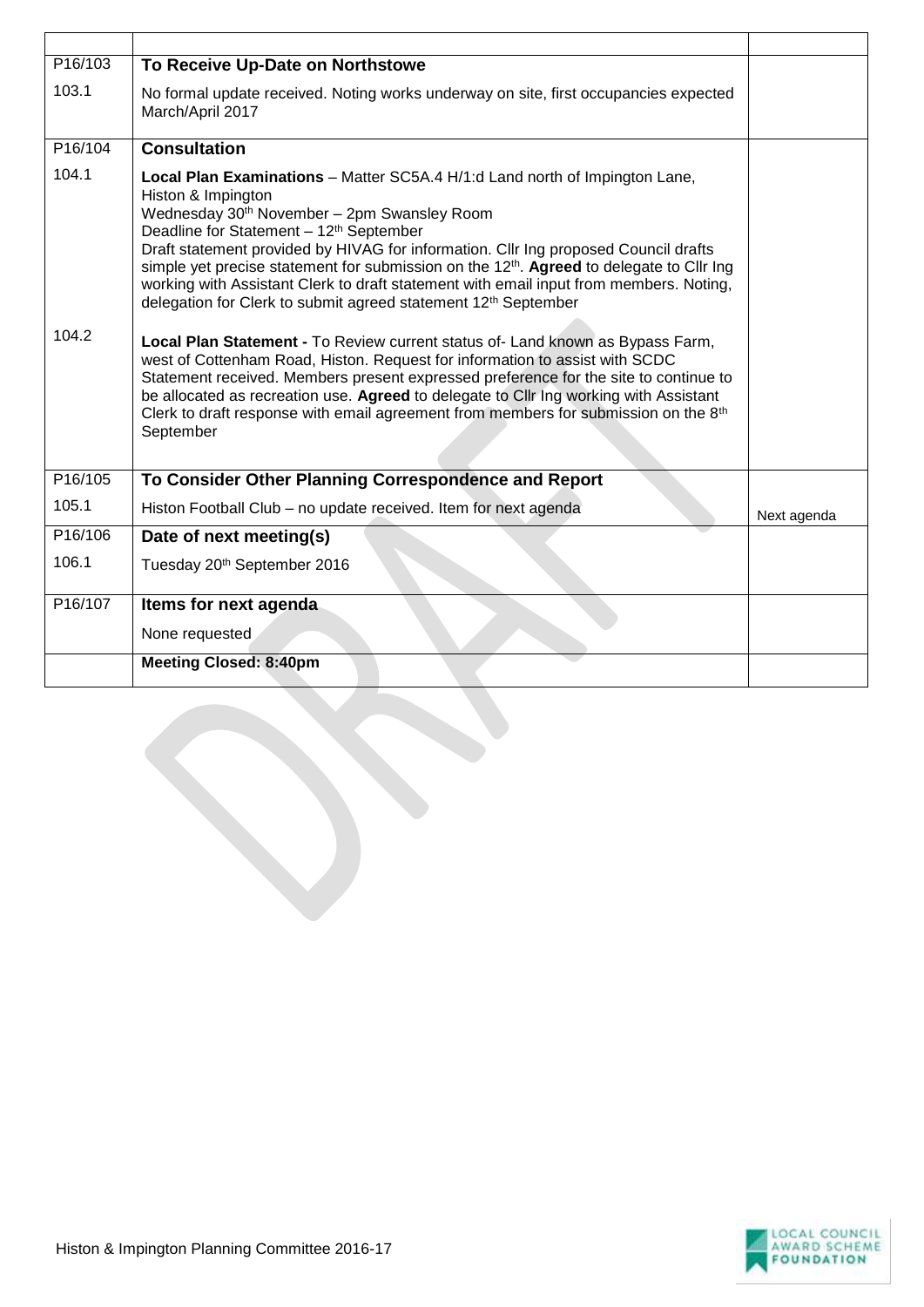| | | |
|---|---|---|
| P16/103 | **To Receive Up-Date on Northstowe** | |
| 103.1 | No formal update received. Noting works underway on site, first occupancies expected March/April 2017 | |
| P16/104 | **Consultation** | |
| 104.1 | **Local Plan Examinations** – Matter SC5A.4 H/1:d Land north of Impington Lane, Histon & Impington<br>Wednesday 30th November – 2pm Swansley Room<br>Deadline for Statement – 12th September<br>Draft statement provided by HIVAG for information. Cllr Ing proposed Council drafts simple yet precise statement for submission on the 12th. **Agreed** to delegate to Cllr Ing working with Assistant Clerk to draft statement with email input from members. Noting, delegation for Clerk to submit agreed statement 12th September | |
| 104.2 | **Local Plan Statement -** To Review current status of- Land known as Bypass Farm, west of Cottenham Road, Histon. Request for information to assist with SCDC Statement received. Members present expressed preference for the site to continue to be allocated as recreation use. **Agreed** to delegate to Cllr Ing working with Assistant Clerk to draft response with email agreement from members for submission on the 8th September | |
| P16/105 | **To Consider Other Planning Correspondence and Report** | |
| 105.1 | Histon Football Club – no update received. Item for next agenda | Next agenda |
| P16/106 | **Date of next meeting(s)** | |
| 106.1 | Tuesday 20th September 2016 | |
| P16/107 | **Items for next agenda** | |
| | None requested | |
| | **Meeting Closed: 8:40pm** | |

Histon & Impington Planning Committee 2016-17